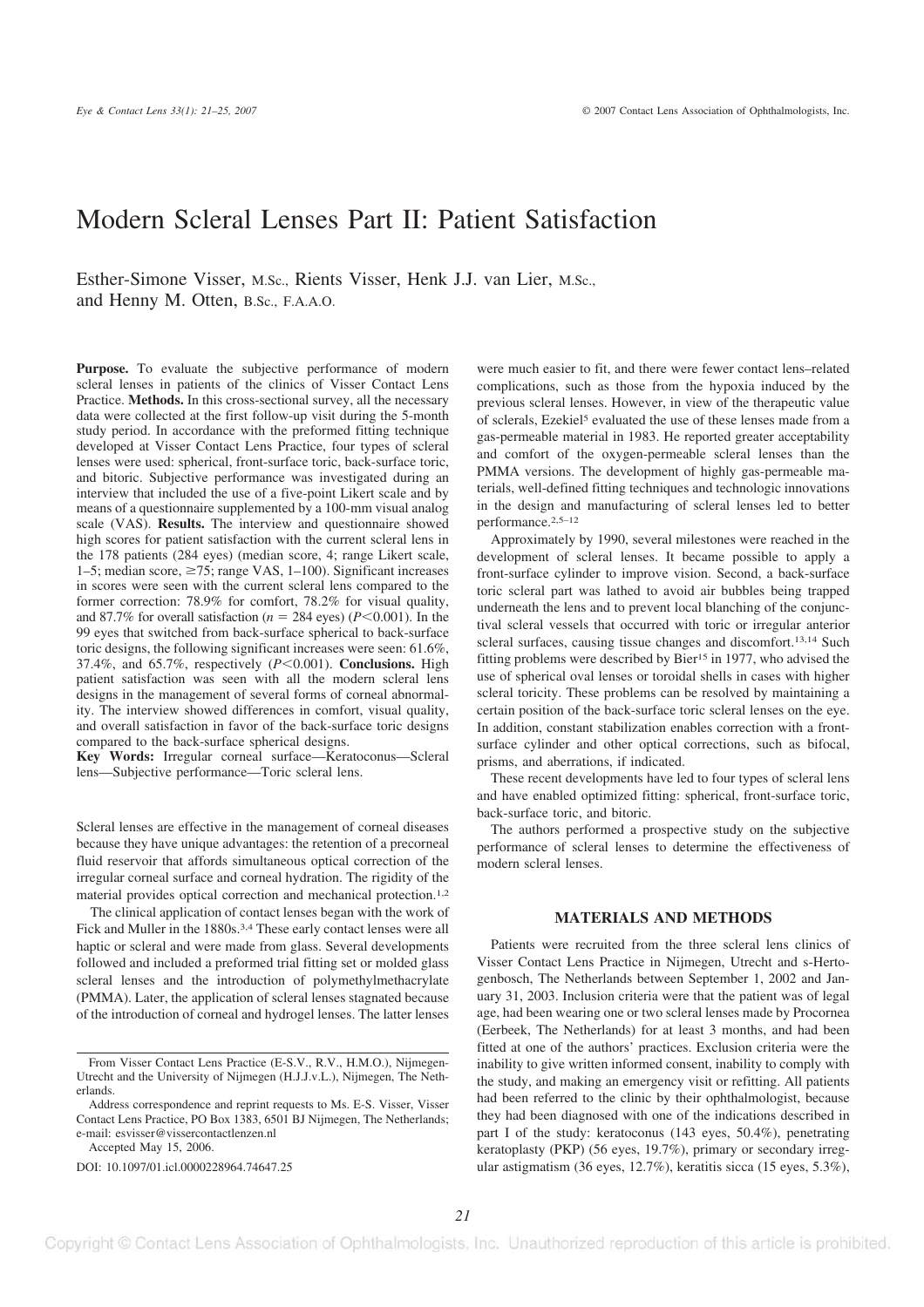# Modern Scleral Lenses Part II: Patient Satisfaction

Esther-Simone Visser, M.Sc., Rients Visser, Henk J.J. van Lier, M.Sc., and Henny M. Otten, B.Sc., F.A.A.O.

**Purpose.** To evaluate the subjective performance of modern scleral lenses in patients of the clinics of Visser Contact Lens Practice. **Methods.** In this cross-sectional survey, all the necessary data were collected at the first follow-up visit during the 5-month study period. In accordance with the preformed fitting technique developed at Visser Contact Lens Practice, four types of scleral lenses were used: spherical, front-surface toric, back-surface toric, and bitoric. Subjective performance was investigated during an interview that included the use of a five-point Likert scale and by means of a questionnaire supplemented by a 100-mm visual analog scale (VAS). **Results.** The interview and questionnaire showed high scores for patient satisfaction with the current scleral lens in the 178 patients (284 eyes) (median score, 4; range Likert scale, 1–5; median score, ≥75; range VAS, 1–100). Significant increases in scores were seen with the current scleral lens compared to the former correction: 78.9% for comfort, 78.2% for visual quality, and 87.7% for overall satisfaction ($n = 284$ eyes) ($P<0.001$). In the 99 eyes that switched from back-surface spherical to back-surface toric designs, the following significant increases were seen: 61.6%, 37.4%, and 65.7%, respectively ($P<0.001$). **Conclusions.** High patient satisfaction was seen with all the modern scleral lens designs in the management of several forms of corneal abnormality. The interview showed differences in comfort, visual quality, and overall satisfaction in favor of the back-surface toric designs compared to the back-surface spherical designs.

**Key Words:** Irregular corneal surface—Keratoconus—Scleral lens—Subjective performance—Toric scleral lens.

Scleral lenses are effective in the management of corneal diseases because they have unique advantages: the retention of a precorneal fluid reservoir that affords simultaneous optical correction of the irregular corneal surface and corneal hydration. The rigidity of the material provides optical correction and mechanical protection.[1,2]

The clinical application of contact lenses began with the work of Fick and Muller in the 1880s.[3,4] These early contact lenses were all haptic or scleral and were made from glass. Several developments followed and included a preformed trial fitting set or molded glass scleral lenses and the introduction of polymethylmethacrylate (PMMA). Later, the application of scleral lenses stagnated because of the introduction of corneal and hydrogel lenses. The latter lenses were much easier to fit, and there were fewer contact lens–related complications, such as those from the hypoxia induced by the previous scleral lenses. However, in view of the therapeutic value of sclerals, Ezekiel[5] evaluated the use of these lenses made from a gas-permeable material in 1983. He reported greater acceptability and comfort of the oxygen-permeable scleral lenses than the PMMA versions. The development of highly gas-permeable materials, well-defined fitting techniques and technologic innovations in the design and manufacturing of scleral lenses led to better performance.[2,5–12]

Approximately by 1990, several milestones were reached in the development of scleral lenses. It became possible to apply a front-surface cylinder to improve vision. Second, a back-surface toric scleral part was lathed to avoid air bubbles being trapped underneath the lens and to prevent local blanching of the conjunctival scleral vessels that occurred with toric or irregular anterior scleral surfaces, causing tissue changes and discomfort.[13,14] Such fitting problems were described by Bier[15] in 1977, who advised the use of spherical oval lenses or toroidal shells in cases with higher scleral toricity. These problems can be resolved by maintaining a certain position of the back-surface toric scleral lenses on the eye. In addition, constant stabilization enables correction with a front-surface cylinder and other optical corrections, such as bifocal, prisms, and aberrations, if indicated.

These recent developments have led to four types of scleral lens and have enabled optimized fitting: spherical, front-surface toric, back-surface toric, and bitoric.

The authors performed a prospective study on the subjective performance of scleral lenses to determine the effectiveness of modern scleral lenses.

## MATERIALS AND METHODS

Patients were recruited from the three scleral lens clinics of Visser Contact Lens Practice in Nijmegen, Utrecht and s-Hertogenbosch, The Netherlands between September 1, 2002 and January 31, 2003. Inclusion criteria were that the patient was of legal age, had been wearing one or two scleral lenses made by Procornea (Eerbeek, The Netherlands) for at least 3 months, and had been fitted at one of the authors' practices. Exclusion criteria were the inability to give written informed consent, inability to comply with the study, and making an emergency visit or refitting. All patients had been referred to the clinic by their ophthalmologist, because they had been diagnosed with one of the indications described in part I of the study: keratoconus (143 eyes, 50.4%), penetrating keratoplasty (PKP) (56 eyes, 19.7%), primary or secondary irregular astigmatism (36 eyes, 12.7%), keratitis sicca (15 eyes, 5.3%),

From Visser Contact Lens Practice (E-S.V., R.V., H.M.O.), Nijmegen-Utrecht and the University of Nijmegen (H.J.J.v.L.), Nijmegen, The Netherlands.

Address correspondence and reprint requests to Ms. E-S. Visser, Visser Contact Lens Practice, PO Box 1383, 6501 BJ Nijmegen, The Netherlands; e-mail: esvisser@vissercontactlenzen.nl

Accepted May 15, 2006.

DOI: 10.1097/01.icl.0000228964.74647.25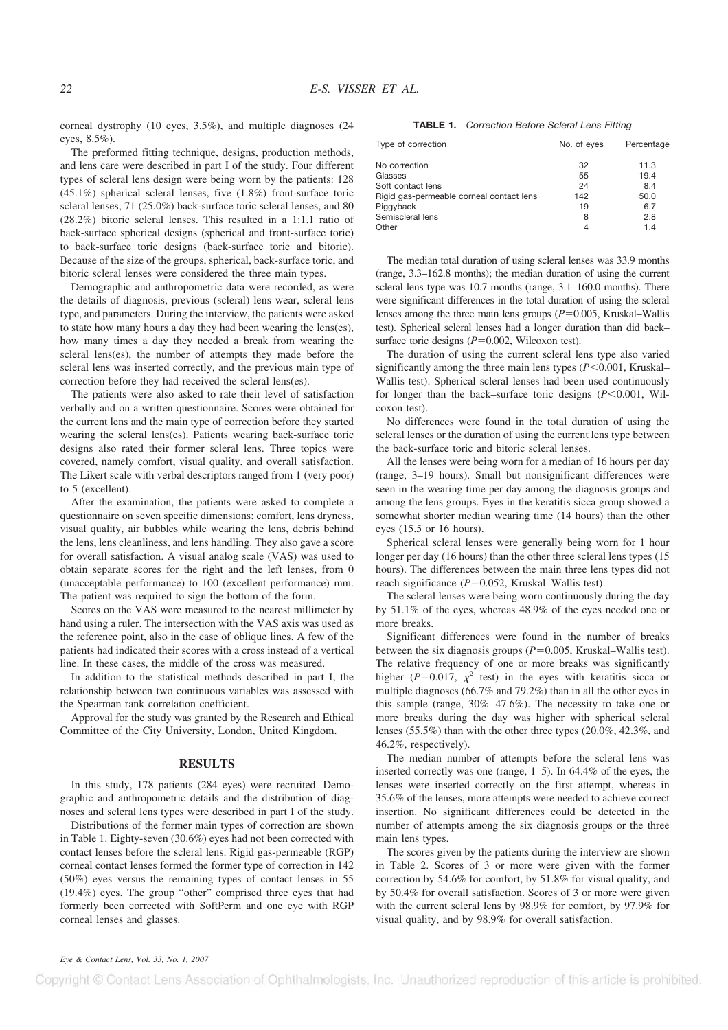corneal dystrophy (10 eyes, 3.5%), and multiple diagnoses (24 eyes, 8.5%).

The preformed fitting technique, designs, production methods, and lens care were described in part I of the study. Four different types of scleral lens design were being worn by the patients: 128 (45.1%) spherical scleral lenses, five (1.8%) front-surface toric scleral lenses, 71 (25.0%) back-surface toric scleral lenses, and 80 (28.2%) bitoric scleral lenses. This resulted in a 1:1.1 ratio of back-surface spherical designs (spherical and front-surface toric) to back-surface toric designs (back-surface toric and bitoric). Because of the size of the groups, spherical, back-surface toric, and bitoric scleral lenses were considered the three main types.

Demographic and anthropometric data were recorded, as were the details of diagnosis, previous (scleral) lens wear, scleral lens type, and parameters. During the interview, the patients were asked to state how many hours a day they had been wearing the lens(es), how many times a day they needed a break from wearing the scleral lens(es), the number of attempts they made before the scleral lens was inserted correctly, and the previous main type of correction before they had received the scleral lens(es).

The patients were also asked to rate their level of satisfaction verbally and on a written questionnaire. Scores were obtained for the current lens and the main type of correction before they started wearing the scleral lens(es). Patients wearing back-surface toric designs also rated their former scleral lens. Three topics were covered, namely comfort, visual quality, and overall satisfaction. The Likert scale with verbal descriptors ranged from 1 (very poor) to 5 (excellent).

After the examination, the patients were asked to complete a questionnaire on seven specific dimensions: comfort, lens dryness, visual quality, air bubbles while wearing the lens, debris behind the lens, lens cleanliness, and lens handling. They also gave a score for overall satisfaction. A visual analog scale (VAS) was used to obtain separate scores for the right and the left lenses, from 0 (unacceptable performance) to 100 (excellent performance) mm. The patient was required to sign the bottom of the form.

Scores on the VAS were measured to the nearest millimeter by hand using a ruler. The intersection with the VAS axis was used as the reference point, also in the case of oblique lines. A few of the patients had indicated their scores with a cross instead of a vertical line. In these cases, the middle of the cross was measured.

In addition to the statistical methods described in part I, the relationship between two continuous variables was assessed with the Spearman rank correlation coefficient.

Approval for the study was granted by the Research and Ethical Committee of the City University, London, United Kingdom.

## RESULTS

In this study, 178 patients (284 eyes) were recruited. Demographic and anthropometric details and the distribution of diagnoses and scleral lens types were described in part I of the study.

Distributions of the former main types of correction are shown in Table 1. Eighty-seven (30.6%) eyes had not been corrected with contact lenses before the scleral lens. Rigid gas-permeable (RGP) corneal contact lenses formed the former type of correction in 142 (50%) eyes versus the remaining types of contact lenses in 55 (19.4%) eyes. The group "other" comprised three eyes that had formerly been corrected with SoftPerm and one eye with RGP corneal lenses and glasses.

**TABLE 1.** *Correction Before Scleral Lens Fitting*

| Type of correction | No. of eyes | Percentage |
|---|---|---|
| No correction | 32 | 11.3 |
| Glasses | 55 | 19.4 |
| Soft contact lens | 24 | 8.4 |
| Rigid gas-permeable corneal contact lens | 142 | 50.0 |
| Piggyback | 19 | 6.7 |
| Semiscleral lens | 8 | 2.8 |
| Other | 4 | 1.4 |

The median total duration of using scleral lenses was 33.9 months (range, 3.3–162.8 months); the median duration of using the current scleral lens type was 10.7 months (range, 3.1–160.0 months). There were significant differences in the total duration of using the scleral lenses among the three main lens groups ($P=0.005$, Kruskal–Wallis test). Spherical scleral lenses had a longer duration than did back–surface toric designs ($P=0.002$, Wilcoxon test).

The duration of using the current scleral lens type also varied significantly among the three main lens types ($P<0.001$, Kruskal–Wallis test). Spherical scleral lenses had been used continuously for longer than the back–surface toric designs ($P<0.001$, Wilcoxon test).

No differences were found in the total duration of using the scleral lenses or the duration of using the current lens type between the back-surface toric and bitoric scleral lenses.

All the lenses were being worn for a median of 16 hours per day (range, 3–19 hours). Small but nonsignificant differences were seen in the wearing time per day among the diagnosis groups and among the lens groups. Eyes in the keratitis sicca group showed a somewhat shorter median wearing time (14 hours) than the other eyes (15.5 or 16 hours).

Spherical scleral lenses were generally being worn for 1 hour longer per day (16 hours) than the other three scleral lens types (15 hours). The differences between the main three lens types did not reach significance ($P=0.052$, Kruskal–Wallis test).

The scleral lenses were being worn continuously during the day by 51.1% of the eyes, whereas 48.9% of the eyes needed one or more breaks.

Significant differences were found in the number of breaks between the six diagnosis groups ($P=0.005$, Kruskal–Wallis test). The relative frequency of one or more breaks was significantly higher ($P=0.017$, $\chi^2$ test) in the eyes with keratitis sicca or multiple diagnoses (66.7% and 79.2%) than in all the other eyes in this sample (range, 30%–47.6%). The necessity to take one or more breaks during the day was higher with spherical scleral lenses (55.5%) than with the other three types (20.0%, 42.3%, and 46.2%, respectively).

The median number of attempts before the scleral lens was inserted correctly was one (range, 1–5). In 64.4% of the eyes, the lenses were inserted correctly on the first attempt, whereas in 35.6% of the lenses, more attempts were needed to achieve correct insertion. No significant differences could be detected in the number of attempts among the six diagnosis groups or the three main lens types.

The scores given by the patients during the interview are shown in Table 2. Scores of 3 or more were given with the former correction by 54.6% for comfort, by 51.8% for visual quality, and by 50.4% for overall satisfaction. Scores of 3 or more were given with the current scleral lens by 98.9% for comfort, by 97.9% for visual quality, and by 98.9% for overall satisfaction.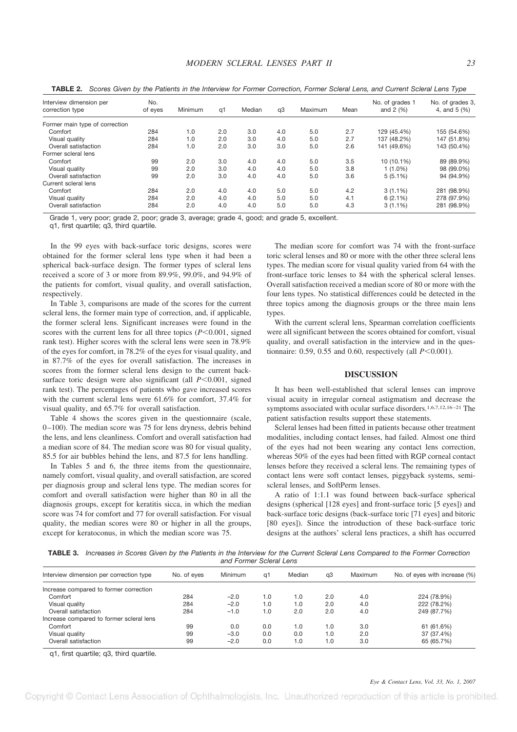**TABLE 2.** *Scores Given by the Patients in the Interview for Former Correction, Former Scleral Lens, and Current Scleral Lens Type*

| Interview dimension per correction type | No. of eyes | Minimum | q1 | Median | q3 | Maximum | Mean | No. of grades 1 and 2 (%) | No. of grades 3, 4, and 5 (%) |
|---|---|---|---|---|---|---|---|---|---|
| Former main type of correction | | | | | | | | | |
| Comfort | 284 | 1.0 | 2.0 | 3.0 | 4.0 | 5.0 | 2.7 | 129 (45.4%) | 155 (54.6%) |
| Visual quality | 284 | 1.0 | 2.0 | 3.0 | 4.0 | 5.0 | 2.7 | 137 (48.2%) | 147 (51.8%) |
| Overall satisfaction | 284 | 1.0 | 2.0 | 3.0 | 3.0 | 5.0 | 2.6 | 141 (49.6%) | 143 (50.4%) |
| Former scleral lens | | | | | | | | | |
| Comfort | 99 | 2.0 | 3.0 | 4.0 | 4.0 | 5.0 | 3.5 | 10 (10.1%) | 89 (89.9%) |
| Visual quality | 99 | 2.0 | 3.0 | 4.0 | 4.0 | 5.0 | 3.8 | 1 (1.0%) | 98 (99.0%) |
| Overall satisfaction | 99 | 2.0 | 3.0 | 4.0 | 4.0 | 5.0 | 3.6 | 5 (5.1%) | 94 (94.9%) |
| Current scleral lens | | | | | | | | | |
| Comfort | 284 | 2.0 | 4.0 | 4.0 | 5.0 | 5.0 | 4.2 | 3 (1.1%) | 281 (98.9%) |
| Visual quality | 284 | 2.0 | 4.0 | 4.0 | 5.0 | 5.0 | 4.1 | 6 (2.1%) | 278 (97.9%) |
| Overall satisfaction | 284 | 2.0 | 4.0 | 4.0 | 5.0 | 5.0 | 4.3 | 3 (1.1%) | 281 (98.9%) |

Grade 1, very poor; grade 2, poor; grade 3, average; grade 4, good; and grade 5, excellent.
q1, first quartile; q3, third quartile.

In the 99 eyes with back-surface toric designs, scores were obtained for the former scleral lens type when it had been a spherical back-surface design. The former types of scleral lens received a score of 3 or more from 89.9%, 99.0%, and 94.9% of the patients for comfort, visual quality, and overall satisfaction, respectively.

In Table 3, comparisons are made of the scores for the current scleral lens, the former main type of correction, and, if applicable, the former scleral lens. Significant increases were found in the scores with the current lens for all three topics ($P<0.001$, signed rank test). Higher scores with the scleral lens were seen in 78.9% of the eyes for comfort, in 78.2% of the eyes for visual quality, and in 87.7% of the eyes for overall satisfaction. The increases in scores from the former scleral lens design to the current back-surface toric design were also significant (all $P<0.001$, signed rank test). The percentages of patients who gave increased scores with the current scleral lens were 61.6% for comfort, 37.4% for visual quality, and 65.7% for overall satisfaction.

Table 4 shows the scores given in the questionnaire (scale, 0–100). The median score was 75 for lens dryness, debris behind the lens, and lens cleanliness. Comfort and overall satisfaction had a median score of 84. The median score was 80 for visual quality, 85.5 for air bubbles behind the lens, and 87.5 for lens handling.

In Tables 5 and 6, the three items from the questionnaire, namely comfort, visual quality, and overall satisfaction, are scored per diagnosis group and scleral lens type. The median scores for comfort and overall satisfaction were higher than 80 in all the diagnosis groups, except for keratitis sicca, in which the median score was 74 for comfort and 77 for overall satisfaction. For visual quality, the median scores were 80 or higher in all the groups, except for keratoconus, in which the median score was 75.

The median score for comfort was 74 with the front-surface toric scleral lenses and 80 or more with the other three scleral lens types. The median score for visual quality varied from 64 with the front-surface toric lenses to 84 with the spherical scleral lenses. Overall satisfaction received a median score of 80 or more with the four lens types. No statistical differences could be detected in the three topics among the diagnosis groups or the three main lens types.

With the current scleral lens, Spearman correlation coefficients were all significant between the scores obtained for comfort, visual quality, and overall satisfaction in the interview and in the questionnaire: 0.59, 0.55 and 0.60, respectively (all $P<0.001$).

## DISCUSSION

It has been well-established that scleral lenses can improve visual acuity in irregular corneal astigmatism and decrease the symptoms associated with ocular surface disorders.[1,6,7,12,16–21] The patient satisfaction results support these statements.

Scleral lenses had been fitted in patients because other treatment modalities, including contact lenses, had failed. Almost one third of the eyes had not been wearing any contact lens correction, whereas 50% of the eyes had been fitted with RGP corneal contact lenses before they received a scleral lens. The remaining types of contact lens were soft contact lenses, piggyback systems, semi-scleral lenses, and SoftPerm lenses.

A ratio of 1:1.1 was found between back-surface spherical designs (spherical [128 eyes] and front-surface toric [5 eyes]) and back-surface toric designs (back-surface toric [71 eyes] and bitoric [80 eyes]). Since the introduction of these back-surface toric designs at the authors' scleral lens practices, a shift has occurred

**TABLE 3.** *Increases in Scores Given by the Patients in the Interview for the Current Scleral Lens Compared to the Former Correction and Former Scleral Lens*

| Interview dimension per correction type | No. of eyes | Minimum | q1 | Median | q3 | Maximum | No. of eyes with increase (%) |
|---|---|---|---|---|---|---|---|
| Increase compared to former correction | | | | | | | |
| Comfort | 284 | −2.0 | 1.0 | 1.0 | 2.0 | 4.0 | 224 (78.9%) |
| Visual quality | 284 | −2.0 | 1.0 | 1.0 | 2.0 | 4.0 | 222 (78.2%) |
| Overall satisfaction | 284 | −1.0 | 1.0 | 2.0 | 2.0 | 4.0 | 249 (87.7%) |
| Increase compared to former scleral lens | | | | | | | |
| Comfort | 99 | 0.0 | 0.0 | 1.0 | 1.0 | 3.0 | 61 (61.6%) |
| Visual quality | 99 | −3.0 | 0.0 | 0.0 | 1.0 | 2.0 | 37 (37.4%) |
| Overall satisfaction | 99 | −2.0 | 0.0 | 1.0 | 1.0 | 3.0 | 65 (65.7%) |

q1, first quartile; q3, third quartile.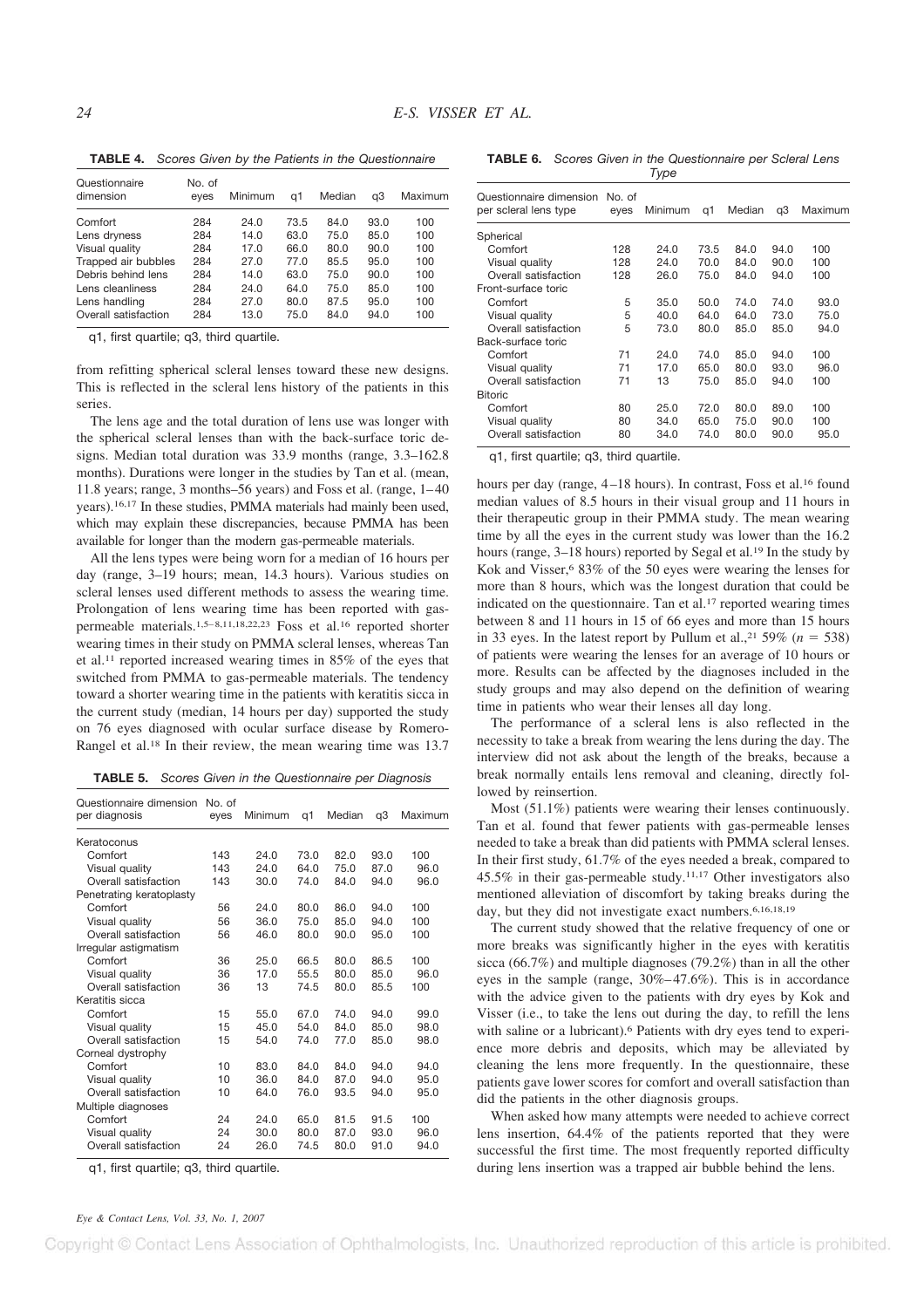**TABLE 4.** *Scores Given by the Patients in the Questionnaire*

| Questionnaire dimension | No. of eyes | Minimum | q1 | Median | q3 | Maximum |
|---|---|---|---|---|---|---|
| Comfort | 284 | 24.0 | 73.5 | 84.0 | 93.0 | 100 |
| Lens dryness | 284 | 14.0 | 63.0 | 75.0 | 85.0 | 100 |
| Visual quality | 284 | 17.0 | 66.0 | 80.0 | 90.0 | 100 |
| Trapped air bubbles | 284 | 27.0 | 77.0 | 85.5 | 95.0 | 100 |
| Debris behind lens | 284 | 14.0 | 63.0 | 75.0 | 90.0 | 100 |
| Lens cleanliness | 284 | 24.0 | 64.0 | 75.0 | 85.0 | 100 |
| Lens handling | 284 | 27.0 | 80.0 | 87.5 | 95.0 | 100 |
| Overall satisfaction | 284 | 13.0 | 75.0 | 84.0 | 94.0 | 100 |

q1, first quartile; q3, third quartile.

from refitting spherical scleral lenses toward these new designs. This is reflected in the scleral lens history of the patients in this series.

The lens age and the total duration of lens use was longer with the spherical scleral lenses than with the back-surface toric designs. Median total duration was 33.9 months (range, 3.3–162.8 months). Durations were longer in the studies by Tan et al. (mean, 11.8 years; range, 3 months–56 years) and Foss et al. (range, 1–40 years).[16,17] In these studies, PMMA materials had mainly been used, which may explain these discrepancies, because PMMA has been available for longer than the modern gas-permeable materials.

All the lens types were being worn for a median of 16 hours per day (range, 3–19 hours; mean, 14.3 hours). Various studies on scleral lenses used different methods to assess the wearing time. Prolongation of lens wearing time has been reported with gas-permeable materials.[1,5–8,11,18,22,23] Foss et al.[16] reported shorter wearing times in their study on PMMA scleral lenses, whereas Tan et al.[11] reported increased wearing times in 85% of the eyes that switched from PMMA to gas-permeable materials. The tendency toward a shorter wearing time in the patients with keratitis sicca in the current study (median, 14 hours per day) supported the study on 76 eyes diagnosed with ocular surface disease by Romero-Rangel et al.[18] In their review, the mean wearing time was 13.7 hours per day (range, 4–18 hours). In contrast, Foss et al.[16] found median values of 8.5 hours in their visual group and 11 hours in their therapeutic group in their PMMA study. The mean wearing time by all the eyes in the current study was lower than the 16.2 hours (range, 3–18 hours) reported by Segal et al.[19] In the study by Kok and Visser,[6] 83% of the 50 eyes were wearing the lenses for more than 8 hours, which was the longest duration that could be indicated on the questionnaire. Tan et al.[17] reported wearing times between 8 and 11 hours in 15 of 66 eyes and more than 15 hours in 33 eyes. In the latest report by Pullum et al.,[21] 59% ($n = 538$) of patients were wearing the lenses for an average of 10 hours or more. Results can be affected by the diagnoses included in the study groups and may also depend on the definition of wearing time in patients who wear their lenses all day long.

**TABLE 5.** *Scores Given in the Questionnaire per Diagnosis*

| Questionnaire dimension per diagnosis | No. of eyes | Minimum | q1 | Median | q3 | Maximum |
|---|---|---|---|---|---|---|
| Keratoconus | | | | | | |
| Comfort | 143 | 24.0 | 73.0 | 82.0 | 93.0 | 100 |
| Visual quality | 143 | 24.0 | 64.0 | 75.0 | 87.0 | 96.0 |
| Overall satisfaction | 143 | 30.0 | 74.0 | 84.0 | 94.0 | 96.0 |
| Penetrating keratoplasty | | | | | | |
| Comfort | 56 | 24.0 | 80.0 | 86.0 | 94.0 | 100 |
| Visual quality | 56 | 36.0 | 75.0 | 85.0 | 94.0 | 100 |
| Overall satisfaction | 56 | 46.0 | 80.0 | 90.0 | 95.0 | 100 |
| Irregular astigmatism | | | | | | |
| Comfort | 36 | 25.0 | 66.5 | 80.0 | 86.5 | 100 |
| Visual quality | 36 | 17.0 | 55.5 | 80.0 | 85.0 | 96.0 |
| Overall satisfaction | 36 | 13 | 74.5 | 80.0 | 85.5 | 100 |
| Keratitis sicca | | | | | | |
| Comfort | 15 | 55.0 | 67.0 | 74.0 | 94.0 | 99.0 |
| Visual quality | 15 | 45.0 | 54.0 | 84.0 | 85.0 | 98.0 |
| Overall satisfaction | 15 | 54.0 | 74.0 | 77.0 | 85.0 | 98.0 |
| Corneal dystrophy | | | | | | |
| Comfort | 10 | 83.0 | 84.0 | 84.0 | 94.0 | 94.0 |
| Visual quality | 10 | 36.0 | 84.0 | 87.0 | 94.0 | 95.0 |
| Overall satisfaction | 10 | 64.0 | 76.0 | 93.5 | 94.0 | 95.0 |
| Multiple diagnoses | | | | | | |
| Comfort | 24 | 24.0 | 65.0 | 81.5 | 91.5 | 100 |
| Visual quality | 24 | 30.0 | 80.0 | 87.0 | 93.0 | 96.0 |
| Overall satisfaction | 24 | 26.0 | 74.5 | 80.0 | 91.0 | 94.0 |

q1, first quartile; q3, third quartile.

**TABLE 6.** *Scores Given in the Questionnaire per Scleral Lens Type*

| Questionnaire dimension per scleral lens type | No. of eyes | Minimum | q1 | Median | q3 | Maximum |
|---|---|---|---|---|---|---|
| Spherical | | | | | | |
| Comfort | 128 | 24.0 | 73.5 | 84.0 | 94.0 | 100 |
| Visual quality | 128 | 24.0 | 70.0 | 84.0 | 90.0 | 100 |
| Overall satisfaction | 128 | 26.0 | 75.0 | 84.0 | 94.0 | 100 |
| Front-surface toric | | | | | | |
| Comfort | 5 | 35.0 | 50.0 | 74.0 | 74.0 | 93.0 |
| Visual quality | 5 | 40.0 | 64.0 | 64.0 | 73.0 | 75.0 |
| Overall satisfaction | 5 | 73.0 | 80.0 | 85.0 | 85.0 | 94.0 |
| Back-surface toric | | | | | | |
| Comfort | 71 | 24.0 | 74.0 | 85.0 | 94.0 | 100 |
| Visual quality | 71 | 17.0 | 65.0 | 80.0 | 93.0 | 96.0 |
| Overall satisfaction | 71 | 13 | 75.0 | 85.0 | 94.0 | 100 |
| Bitoric | | | | | | |
| Comfort | 80 | 25.0 | 72.0 | 80.0 | 89.0 | 100 |
| Visual quality | 80 | 34.0 | 65.0 | 75.0 | 90.0 | 100 |
| Overall satisfaction | 80 | 34.0 | 74.0 | 80.0 | 90.0 | 95.0 |

q1, first quartile; q3, third quartile.

The performance of a scleral lens is also reflected in the necessity to take a break from wearing the lens during the day. The interview did not ask about the length of the breaks, because a break normally entails lens removal and cleaning, directly followed by reinsertion.

Most (51.1%) patients were wearing their lenses continuously. Tan et al. found that fewer patients with gas-permeable lenses needed to take a break than did patients with PMMA scleral lenses. In their first study, 61.7% of the eyes needed a break, compared to 45.5% in their gas-permeable study.[11,17] Other investigators also mentioned alleviation of discomfort by taking breaks during the day, but they did not investigate exact numbers.[6,16,18,19]

The current study showed that the relative frequency of one or more breaks was significantly higher in the eyes with keratitis sicca (66.7%) and multiple diagnoses (79.2%) than in all the other eyes in the sample (range, 30%–47.6%). This is in accordance with the advice given to the patients with dry eyes by Kok and Visser (i.e., to take the lens out during the day, to refill the lens with saline or a lubricant).[6] Patients with dry eyes tend to experience more debris and deposits, which may be alleviated by cleaning the lens more frequently. In the questionnaire, these patients gave lower scores for comfort and overall satisfaction than did the patients in the other diagnosis groups.

When asked how many attempts were needed to achieve correct lens insertion, 64.4% of the patients reported that they were successful the first time. The most frequently reported difficulty during lens insertion was a trapped air bubble behind the lens.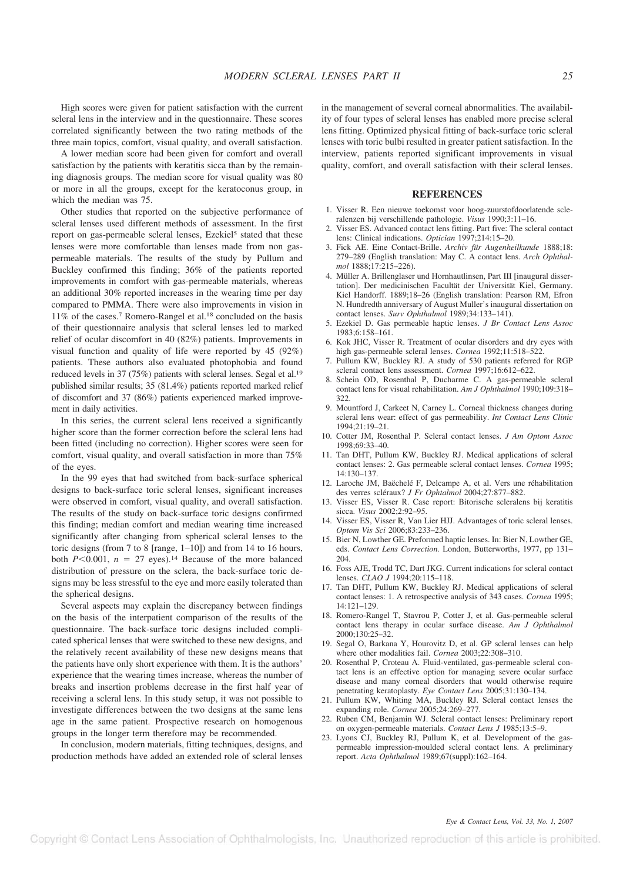High scores were given for patient satisfaction with the current scleral lens in the interview and in the questionnaire. These scores correlated significantly between the two rating methods of the three main topics, comfort, visual quality, and overall satisfaction.

A lower median score had been given for comfort and overall satisfaction by the patients with keratitis sicca than by the remaining diagnosis groups. The median score for visual quality was 80 or more in all the groups, except for the keratoconus group, in which the median was 75.

Other studies that reported on the subjective performance of scleral lenses used different methods of assessment. In the first report on gas-permeable scleral lenses, Ezekiel[5] stated that these lenses were more comfortable than lenses made from non gas-permeable materials. The results of the study by Pullum and Buckley confirmed this finding; 36% of the patients reported improvements in comfort with gas-permeable materials, whereas an additional 30% reported increases in the wearing time per day compared to PMMA. There were also improvements in vision in 11% of the cases.[7] Romero-Rangel et al.[18] concluded on the basis of their questionnaire analysis that scleral lenses led to marked relief of ocular discomfort in 40 (82%) patients. Improvements in visual function and quality of life were reported by 45 (92%) patients. These authors also evaluated photophobia and found reduced levels in 37 (75%) patients with scleral lenses. Segal et al.[19] published similar results; 35 (81.4%) patients reported marked relief of discomfort and 37 (86%) patients experienced marked improvement in daily activities.

In this series, the current scleral lens received a significantly higher score than the former correction before the scleral lens had been fitted (including no correction). Higher scores were seen for comfort, visual quality, and overall satisfaction in more than 75% of the eyes.

In the 99 eyes that had switched from back-surface spherical designs to back-surface toric scleral lenses, significant increases were observed in comfort, visual quality, and overall satisfaction. The results of the study on back-surface toric designs confirmed this finding; median comfort and median wearing time increased significantly after changing from spherical scleral lenses to the toric designs (from 7 to 8 [range, 1–10]) and from 14 to 16 hours, both $P<0.001$, $n = 27$ eyes).[14] Because of the more balanced distribution of pressure on the sclera, the back-surface toric designs may be less stressful to the eye and more easily tolerated than the spherical designs.

Several aspects may explain the discrepancy between findings on the basis of the interpatient comparison of the results of the questionnaire. The back-surface toric designs included complicated spherical lenses that were switched to these new designs, and the relatively recent availability of these new designs means that the patients have only short experience with them. It is the authors' experience that the wearing times increase, whereas the number of breaks and insertion problems decrease in the first half year of receiving a scleral lens. In this study setup, it was not possible to investigate differences between the two designs at the same lens age in the same patient. Prospective research on homogenous groups in the longer term therefore may be recommended.

In conclusion, modern materials, fitting techniques, designs, and production methods have added an extended role of scleral lenses in the management of several corneal abnormalities. The availability of four types of scleral lenses has enabled more precise scleral lens fitting. Optimized physical fitting of back-surface toric scleral lenses with toric bulbi resulted in greater patient satisfaction. In the interview, patients reported significant improvements in visual quality, comfort, and overall satisfaction with their scleral lenses.

## REFERENCES

1. Visser R. Een nieuwe toekomst voor hoog-zuurstofdoorlatende scleralenzen bij verschillende pathologie. *Visus* 1990;3:11–16.
2. Visser ES. Advanced contact lens fitting. Part five: The scleral contact lens: Clinical indications. *Optician* 1997;214:15–20.
3. Fick AE. Eine Contact-Brille. *Archiv für Augenheilkunde* 1888;18: 279–289 (English translation: May C. A contact lens. *Arch Ophthalmol* 1888;17:215–226).
4. Müller A. Brillenglaser und Hornhautlinsen, Part III [inaugural dissertation]. Der medicinischen Facultät der Universität Kiel, Germany. Kiel Handorff. 1889;18–26 (English translation: Pearson RM, Efron N. Hundredth anniversary of August Muller's inaugural dissertation on contact lenses. *Surv Ophthalmol* 1989;34:133–141).
5. Ezekiel D. Gas permeable haptic lenses. *J Br Contact Lens Assoc* 1983;6:158–161.
6. Kok JHC, Visser R. Treatment of ocular disorders and dry eyes with high gas-permeable scleral lenses. *Cornea* 1992;11:518–522.
7. Pullum KW, Buckley RJ. A study of 530 patients referred for RGP scleral contact lens assessment. *Cornea* 1997;16:612–622.
8. Schein OD, Rosenthal P, Ducharme C. A gas-permeable scleral contact lens for visual rehabilitation. *Am J Ophthalmol* 1990;109:318–322.
9. Mountford J, Carkeet N, Carney L. Corneal thickness changes during scleral lens wear: effect of gas permeability. *Int Contact Lens Clinic* 1994;21:19–21.
10. Cotter JM, Rosenthal P. Scleral contact lenses. *J Am Optom Assoc* 1998;69:33–40.
11. Tan DHT, Pullum KW, Buckley RJ. Medical applications of scleral contact lenses: 2. Gas permeable scleral contact lenses. *Cornea* 1995; 14:130–137.
12. Laroche JM, Baëchelé F, Delcampe A, et al. Vers une réhabilitation des verres scléraux? *J Fr Ophtalmol* 2004;27:877–882.
13. Visser ES, Visser R. Case report: Bitorische scleralens bij keratitis sicca. *Visus* 2002;2:92–95.
14. Visser ES, Visser R, Van Lier HJJ. Advantages of toric scleral lenses. *Optom Vis Sci* 2006;83:233–236.
15. Bier N, Lowther GE. Preformed haptic lenses. In: Bier N, Lowther GE, eds. *Contact Lens Correction.* London, Butterworths, 1977, pp 131–204.
16. Foss AJE, Trodd TC, Dart JKG. Current indications for scleral contact lenses. *CLAO J* 1994;20:115–118.
17. Tan DHT, Pullum KW, Buckley RJ. Medical applications of scleral contact lenses: 1. A retrospective analysis of 343 cases. *Cornea* 1995; 14:121–129.
18. Romero-Rangel T, Stavrou P, Cotter J, et al. Gas-permeable scleral contact lens therapy in ocular surface disease. *Am J Ophthalmol* 2000;130:25–32.
19. Segal O, Barkana Y, Hourovitz D, et al. GP scleral lenses can help where other modalities fail. *Cornea* 2003;22:308–310.
20. Rosenthal P, Croteau A. Fluid-ventilated, gas-permeable scleral contact lens is an effective option for managing severe ocular surface disease and many corneal disorders that would otherwise require penetrating keratoplasty. *Eye Contact Lens* 2005;31:130–134.
21. Pullum KW, Whiting MA, Buckley RJ. Scleral contact lenses the expanding role. *Cornea* 2005;24:269–277.
22. Ruben CM, Benjamin WJ. Scleral contact lenses: Preliminary report on oxygen-permeable materials. *Contact Lens J* 1985;13:5–9.
23. Lyons CJ, Buckley RJ, Pullum K, et al. Development of the gas-permeable impression-moulded scleral contact lens. A preliminary report. *Acta Ophthalmol* 1989;67(suppl):162–164.